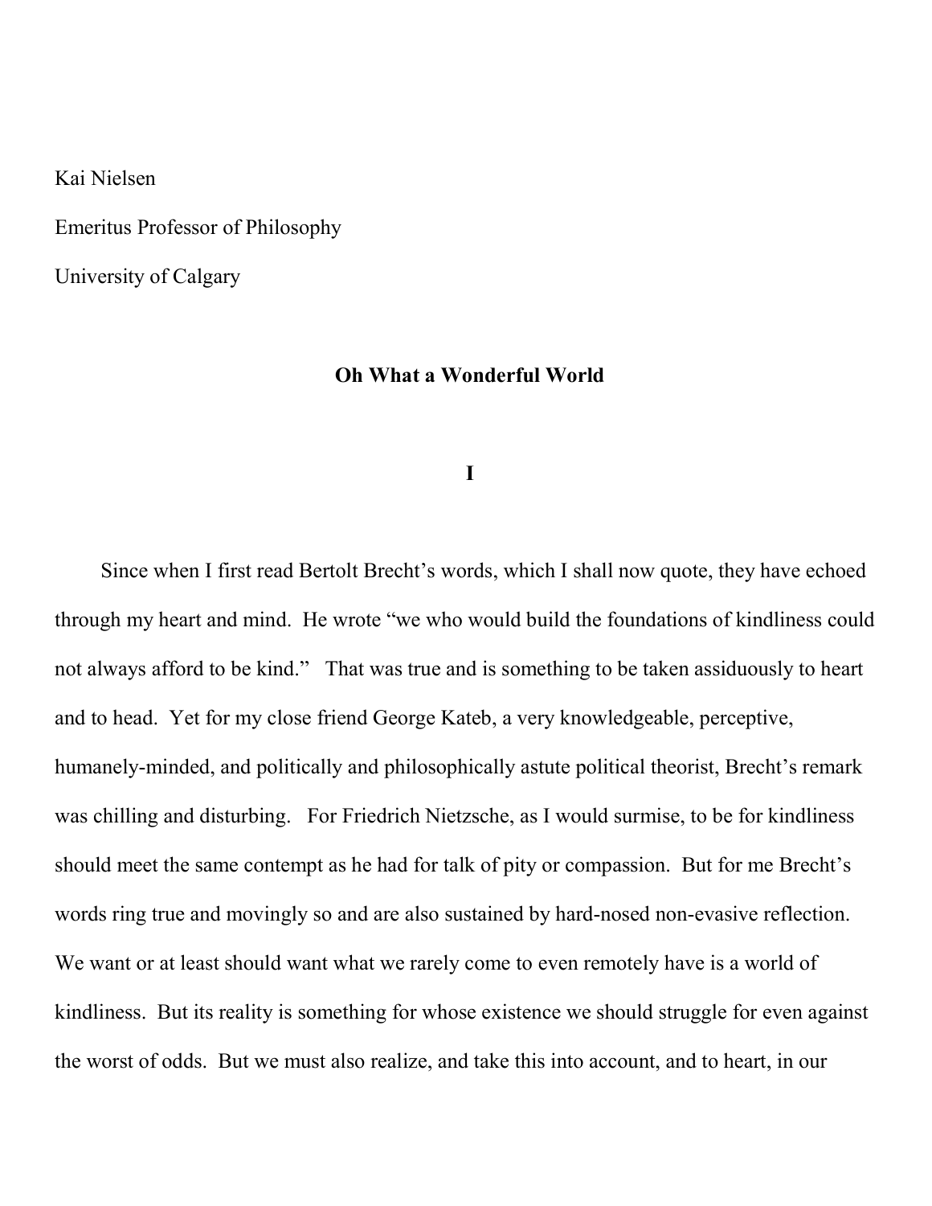Kai Nielsen

Emeritus Professor of Philosophy

University of Calgary

# Oh What a Wonderful World

## I

Since when I first read Bertolt Brecht's words, which I shall now quote, they have echoed through my heart and mind. He wrote "we who would build the foundations of kindliness could not always afford to be kind." That was true and is something to be taken assiduously to heart and to head. Yet for my close friend George Kateb, a very knowledgeable, perceptive, humanely-minded, and politically and philosophically astute political theorist, Brecht's remark was chilling and disturbing. For Friedrich Nietzsche, as I would surmise, to be for kindliness should meet the same contempt as he had for talk of pity or compassion. But for me Brecht's words ring true and movingly so and are also sustained by hard-nosed non-evasive reflection. We want or at least should want what we rarely come to even remotely have is a world of kindliness. But its reality is something for whose existence we should struggle for even against the worst of odds. But we must also realize, and take this into account, and to heart, in our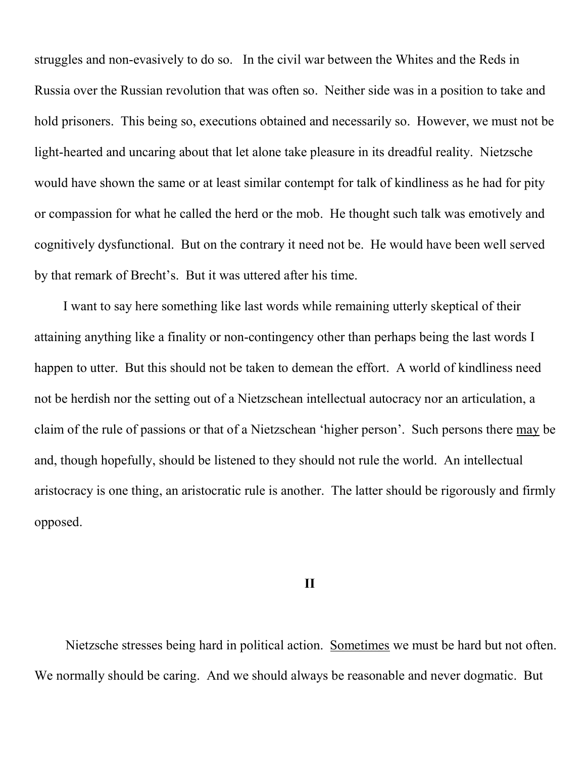struggles and non-evasively to do so. In the civil war between the Whites and the Reds in Russia over the Russian revolution that was often so. Neither side was in a position to take and hold prisoners. This being so, executions obtained and necessarily so. However, we must not be light-hearted and uncaring about that let alone take pleasure in its dreadful reality. Nietzsche would have shown the same or at least similar contempt for talk of kindliness as he had for pity or compassion for what he called the herd or the mob. He thought such talk was emotively and cognitively dysfunctional. But on the contrary it need not be. He would have been well served by that remark of Brecht's. But it was uttered after his time.

I want to say here something like last words while remaining utterly skeptical of their attaining anything like a finality or non-contingency other than perhaps being the last words I happen to utter. But this should not be taken to demean the effort. A world of kindliness need not be herdish nor the setting out of a Nietzschean intellectual autocracy nor an articulation, a claim of the rule of passions or that of a Nietzschean 'higher person'. Such persons there <u>may</u> be and, though hopefully, should be listened to they should not rule the world. An intellectual aristocracy is one thing, an aristocratic rule is another. The latter should be rigorously and firmly opposed.

## II

Nietzsche stresses being hard in political action. <u>Sometimes</u> we must be hard but not often. We normally should be caring. And we should always be reasonable and never dogmatic. But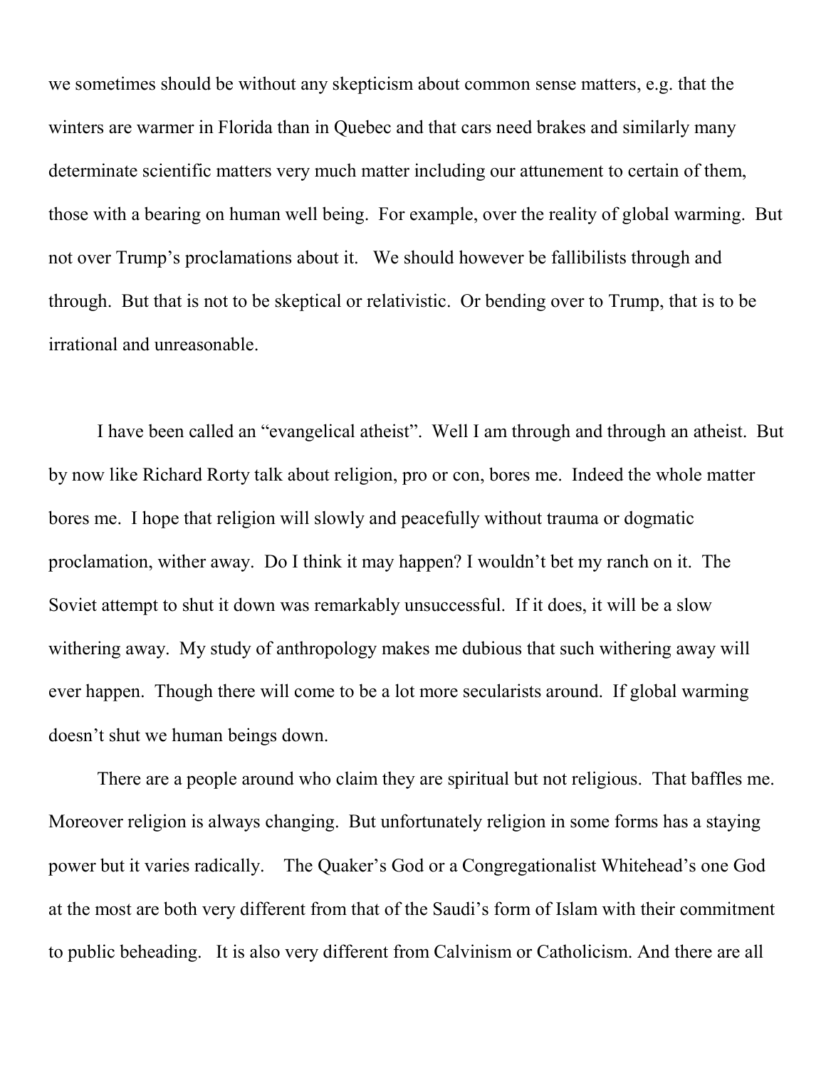we sometimes should be without any skepticism about common sense matters, e.g. that the winters are warmer in Florida than in Quebec and that cars need brakes and similarly many determinate scientific matters very much matter including our attunement to certain of them, those with a bearing on human well being. For example, over the reality of global warming. But not over Trump's proclamations about it. We should however be fallibilists through and through. But that is not to be skeptical or relativistic. Or bending over to Trump, that is to be irrational and unreasonable.

I have been called an "evangelical atheist". Well I am through and through an atheist. But by now like Richard Rorty talk about religion, pro or con, bores me. Indeed the whole matter bores me. I hope that religion will slowly and peacefully without trauma or dogmatic proclamation, wither away. Do I think it may happen? I wouldn't bet my ranch on it. The Soviet attempt to shut it down was remarkably unsuccessful. If it does, it will be a slow withering away. My study of anthropology makes me dubious that such withering away will ever happen. Though there will come to be a lot more secularists around. If global warming doesn't shut we human beings down.

There are a people around who claim they are spiritual but not religious. That baffles me. Moreover religion is always changing. But unfortunately religion in some forms has a staying power but it varies radically. The Quaker's God or a Congregationalist Whitehead's one God at the most are both very different from that of the Saudi's form of Islam with their commitment to public beheading. It is also very different from Calvinism or Catholicism. And there are all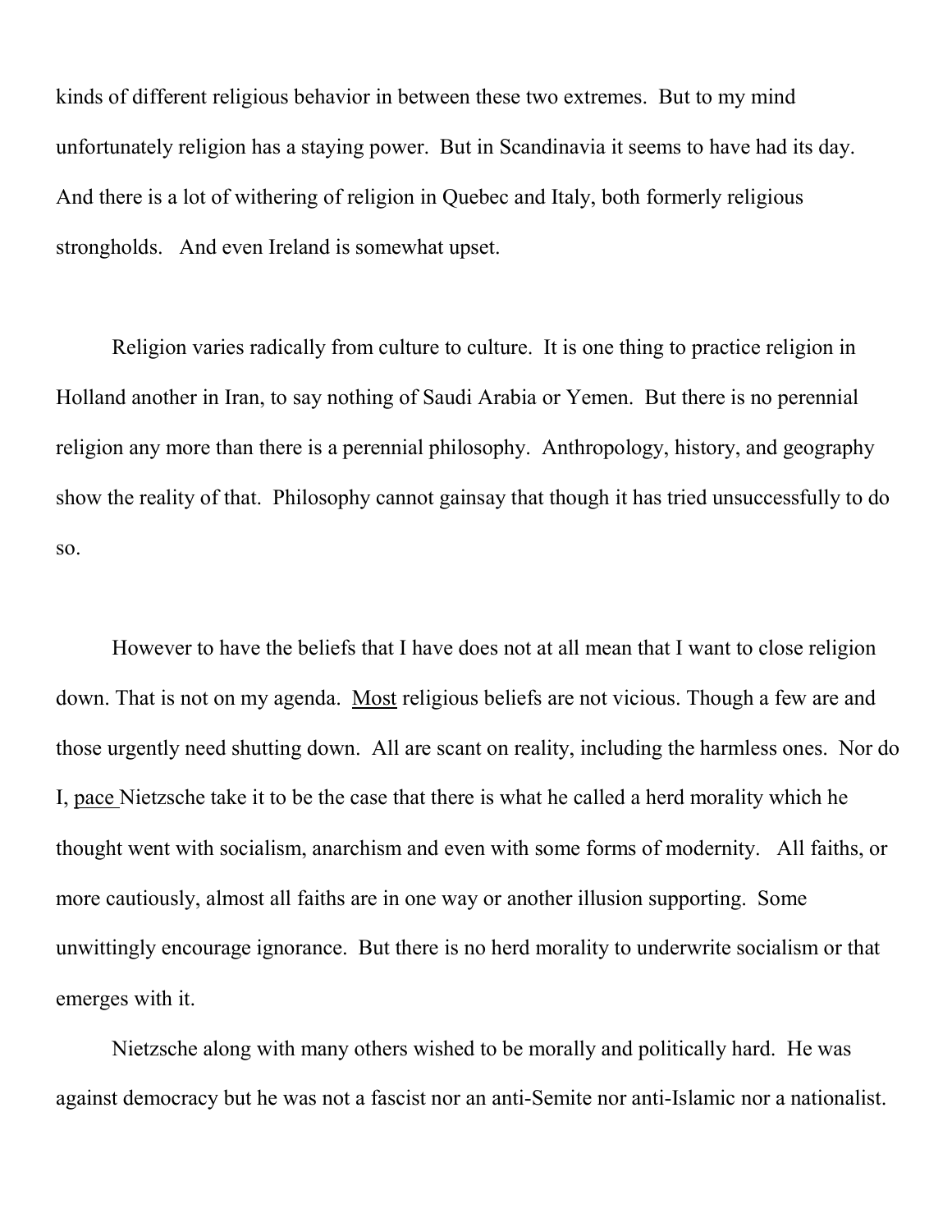kinds of different religious behavior in between these two extremes. But to my mind unfortunately religion has a staying power. But in Scandinavia it seems to have had its day. And there is a lot of withering of religion in Quebec and Italy, both formerly religious strongholds. And even Ireland is somewhat upset.

Religion varies radically from culture to culture. It is one thing to practice religion in Holland another in Iran, to say nothing of Saudi Arabia or Yemen. But there is no perennial religion any more than there is a perennial philosophy. Anthropology, history, and geography show the reality of that. Philosophy cannot gainsay that though it has tried unsuccessfully to do so.

However to have the beliefs that I have does not at all mean that I want to close religion down. That is not on my agenda. <u>Most</u> religious beliefs are not vicious. Though a few are and those urgently need shutting down. All are scant on reality, including the harmless ones. Nor do I, <u>pace</u> Nietzsche take it to be the case that there is what he called a herd morality which he thought went with socialism, anarchism and even with some forms of modernity. All faiths, or more cautiously, almost all faiths are in one way or another illusion supporting. Some unwittingly encourage ignorance. But there is no herd morality to underwrite socialism or that emerges with it.

Nietzsche along with many others wished to be morally and politically hard. He was against democracy but he was not a fascist nor an anti-Semite nor anti-Islamic nor a nationalist.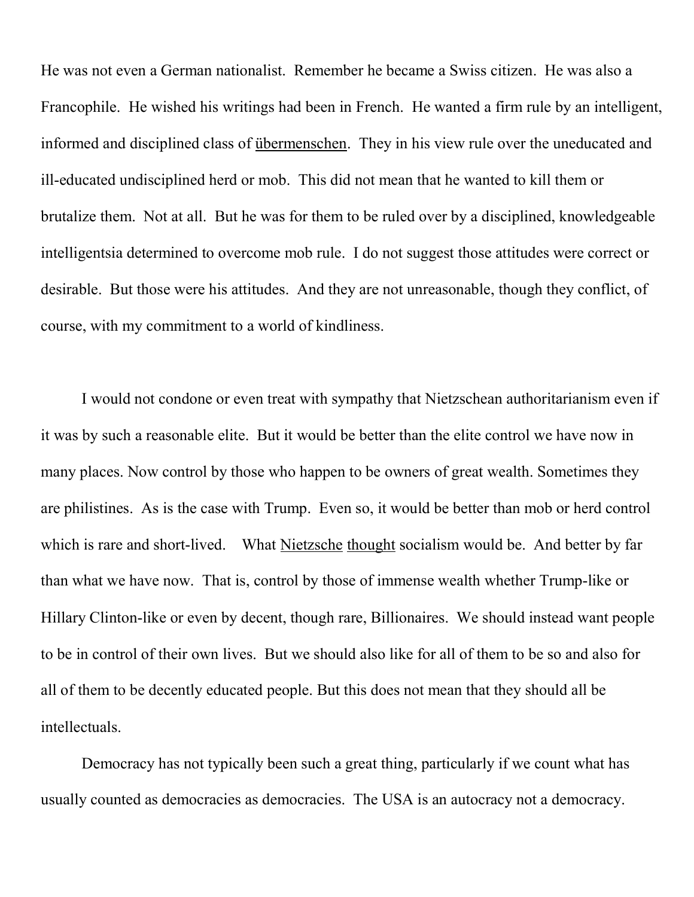He was not even a German nationalist. Remember he became a Swiss citizen. He was also a Francophile. He wished his writings had been in French. He wanted a firm rule by an intelligent, informed and disciplined class of <u>übermenschen</u>. They in his view rule over the uneducated and ill-educated undisciplined herd or mob. This did not mean that he wanted to kill them or brutalize them. Not at all. But he was for them to be ruled over by a disciplined, knowledgeable intelligentsia determined to overcome mob rule. I do not suggest those attitudes were correct or desirable. But those were his attitudes. And they are not unreasonable, though they conflict, of course, with my commitment to a world of kindliness.

I would not condone or even treat with sympathy that Nietzschean authoritarianism even if it was by such a reasonable elite. But it would be better than the elite control we have now in many places. Now control by those who happen to be owners of great wealth. Sometimes they are philistines. As is the case with Trump. Even so, it would be better than mob or herd control which is rare and short-lived. What <u>Nietzsche</u> <u>thought</u> socialism would be. And better by far than what we have now. That is, control by those of immense wealth whether Trump-like or Hillary Clinton-like or even by decent, though rare, Billionaires. We should instead want people to be in control of their own lives. But we should also like for all of them to be so and also for all of them to be decently educated people. But this does not mean that they should all be intellectuals.

Democracy has not typically been such a great thing, particularly if we count what has usually counted as democracies as democracies. The USA is an autocracy not a democracy.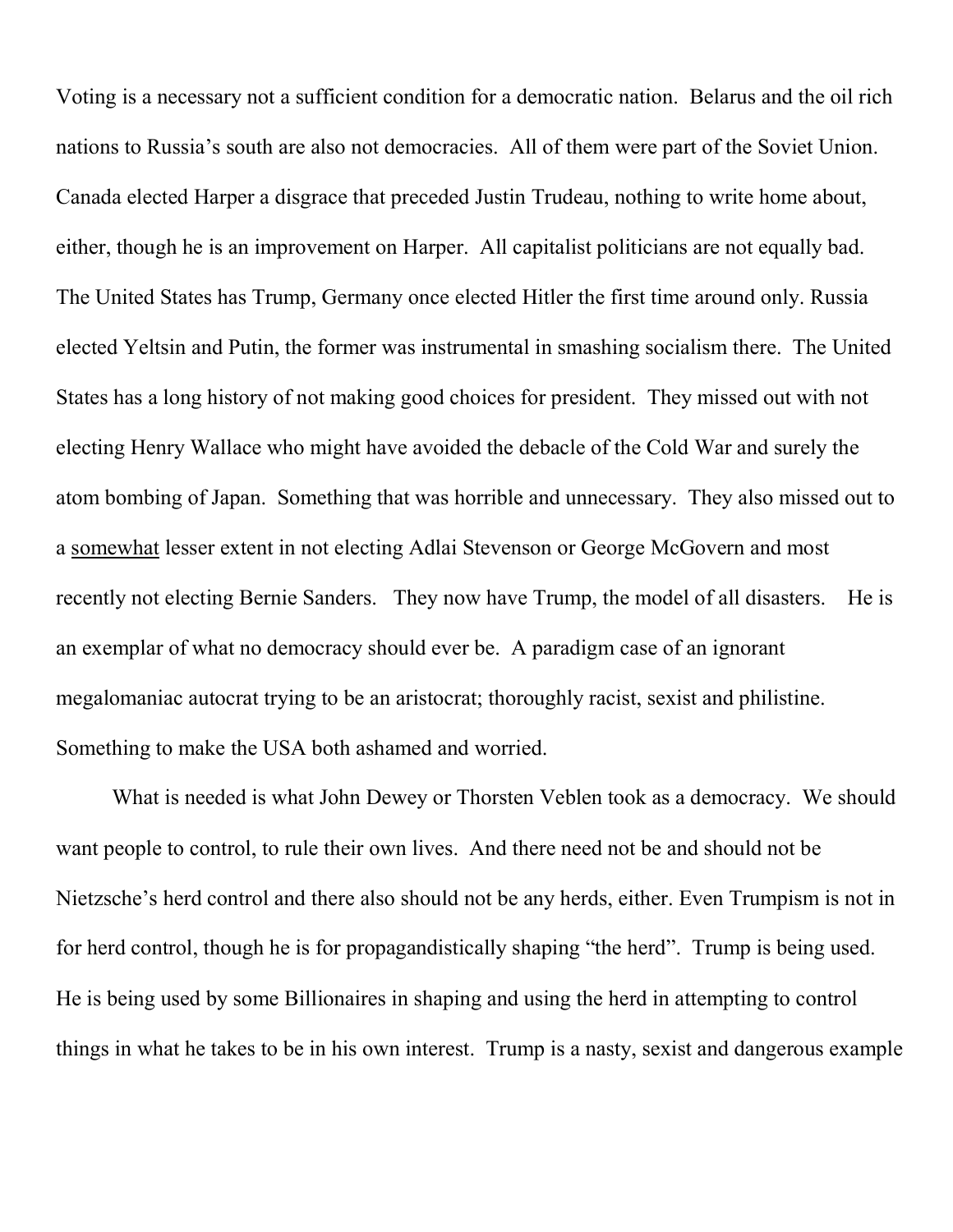Voting is a necessary not a sufficient condition for a democratic nation. Belarus and the oil rich nations to Russia's south are also not democracies. All of them were part of the Soviet Union. Canada elected Harper a disgrace that preceded Justin Trudeau, nothing to write home about, either, though he is an improvement on Harper. All capitalist politicians are not equally bad. The United States has Trump, Germany once elected Hitler the first time around only. Russia elected Yeltsin and Putin, the former was instrumental in smashing socialism there. The United States has a long history of not making good choices for president. They missed out with not electing Henry Wallace who might have avoided the debacle of the Cold War and surely the atom bombing of Japan. Something that was horrible and unnecessary. They also missed out to a <u>somewhat</u> lesser extent in not electing Adlai Stevenson or George McGovern and most recently not electing Bernie Sanders. They now have Trump, the model of all disasters. He is an exemplar of what no democracy should ever be. A paradigm case of an ignorant megalomaniac autocrat trying to be an aristocrat; thoroughly racist, sexist and philistine. Something to make the USA both ashamed and worried.

What is needed is what John Dewey or Thorsten Veblen took as a democracy. We should want people to control, to rule their own lives. And there need not be and should not be Nietzsche's herd control and there also should not be any herds, either. Even Trumpism is not in for herd control, though he is for propagandistically shaping "the herd". Trump is being used. He is being used by some Billionaires in shaping and using the herd in attempting to control things in what he takes to be in his own interest. Trump is a nasty, sexist and dangerous example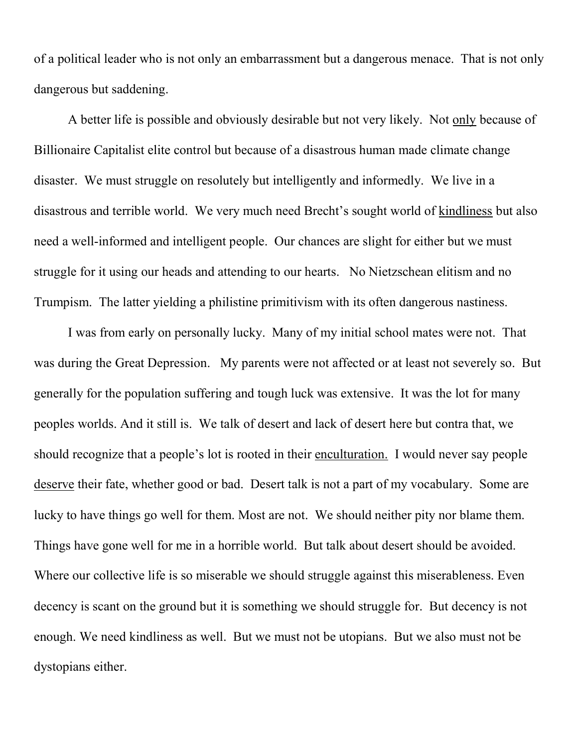of a political leader who is not only an embarrassment but a dangerous menace. That is not only dangerous but saddening.

A better life is possible and obviously desirable but not very likely. Not <u>only</u> because of Billionaire Capitalist elite control but because of a disastrous human made climate change disaster. We must struggle on resolutely but intelligently and informedly. We live in a disastrous and terrible world. We very much need Brecht's sought world of <u>kindliness</u> but also need a well-informed and intelligent people. Our chances are slight for either but we must struggle for it using our heads and attending to our hearts. No Nietzschean elitism and no Trumpism. The latter yielding a philistine primitivism with its often dangerous nastiness.

I was from early on personally lucky. Many of my initial school mates were not. That was during the Great Depression. My parents were not affected or at least not severely so. But generally for the population suffering and tough luck was extensive. It was the lot for many peoples worlds. And it still is. We talk of desert and lack of desert here but contra that, we should recognize that a people's lot is rooted in their <u>enculturation.</u> I would never say people <u>deserve</u> their fate, whether good or bad. Desert talk is not a part of my vocabulary. Some are lucky to have things go well for them. Most are not. We should neither pity nor blame them. Things have gone well for me in a horrible world. But talk about desert should be avoided. Where our collective life is so miserable we should struggle against this miserableness. Even decency is scant on the ground but it is something we should struggle for. But decency is not enough. We need kindliness as well. But we must not be utopians. But we also must not be dystopians either.